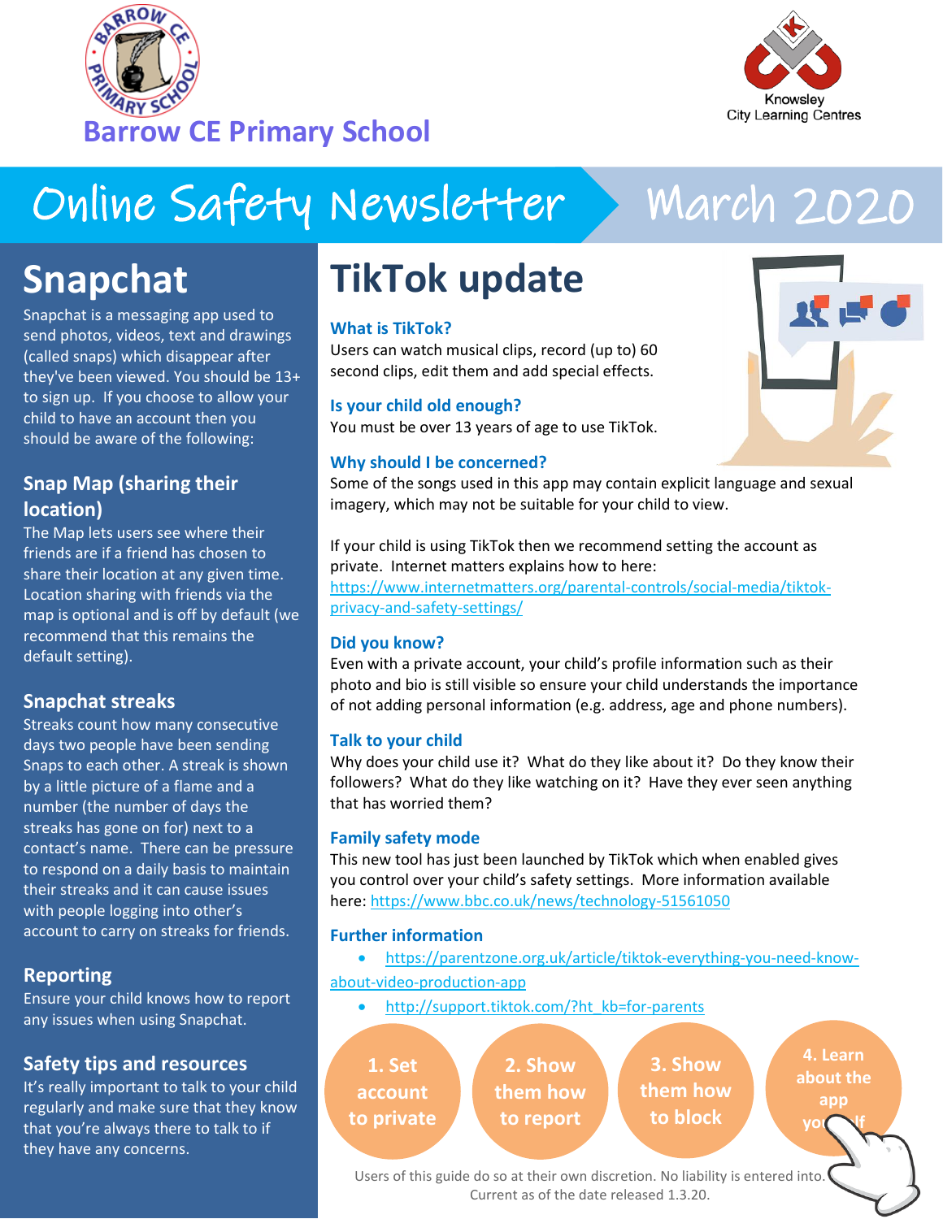Barrow CE Primary School

Knowsley City Learning Centres

# Online Safety Newsletter March 2020

## Snapchat

Snapchat is a messaging app used to send photos, videos, text and drawings (called snaps) which disappear after they've been viewed. You should be 13+ to sign up. If you choose to allow your child to have an account then you should be aware of the following:

### Snap Map (sharing their location)

The Map lets users see where their friends are if a friend has chosen to share their location at any given time. Location sharing with friends via the map is optional and is off by default (we recommend that this remains the default setting).

### Snapchat streaks

Streaks count how many consecutive days two people have been sending Snaps to each other. A streak is shown by a little picture of a flame and a number (the number of days the streaks has gone on for) next to a contact's name. There can be pressure to respond on a daily basis to maintain their streaks and it can cause issues with people logging into other's account to carry on streaks for friends.

### Reporting

Ensure your child knows how to report any issues when using Snapchat.

### Safety tips and resources

It's really important to talk to your child regularly and make sure that they know that you're always there to talk to if they have any concerns.

## TikTok update

### What is TikTok?

Users can watch musical clips, record (up to) 60 second clips, edit them and add special effects.

### Is your child old enough?

You must be over 13 years of age to use TikTok.

### Why should I be concerned?

Some of the songs used in this app may contain explicit language and sexual imagery, which may not be suitable for your child to view.

If your child is using TikTok then we recommend setting the account as private. Internet matters explains how to here: https://www.internetmatters.org/parental-controls/social-media/tiktok-privacy-and-safety-settings/

### Did you know?

Even with a private account, your child's profile information such as their photo and bio is still visible so ensure your child understands the importance of not adding personal information (e.g. address, age and phone numbers).

### Talk to your child

Why does your child use it? What do they like about it? Do they know their followers? What do they like watching on it? Have they ever seen anything that has worried them?

### Family safety mode

This new tool has just been launched by TikTok which when enabled gives you control over your child's safety settings. More information available here: https://www.bbc.co.uk/news/technology-51561050

### Further information

- https://parentzone.org.uk/article/tiktok-everything-you-need-know-about-video-production-app
- http://support.tiktok.com/?ht_kb=for-parents

1. Set account to private
2. Show them how to report
3. Show them how to block
4. Learn about the app yourself

Users of this guide do so at their own discretion. No liability is entered into. Current as of the date released 1.3.20.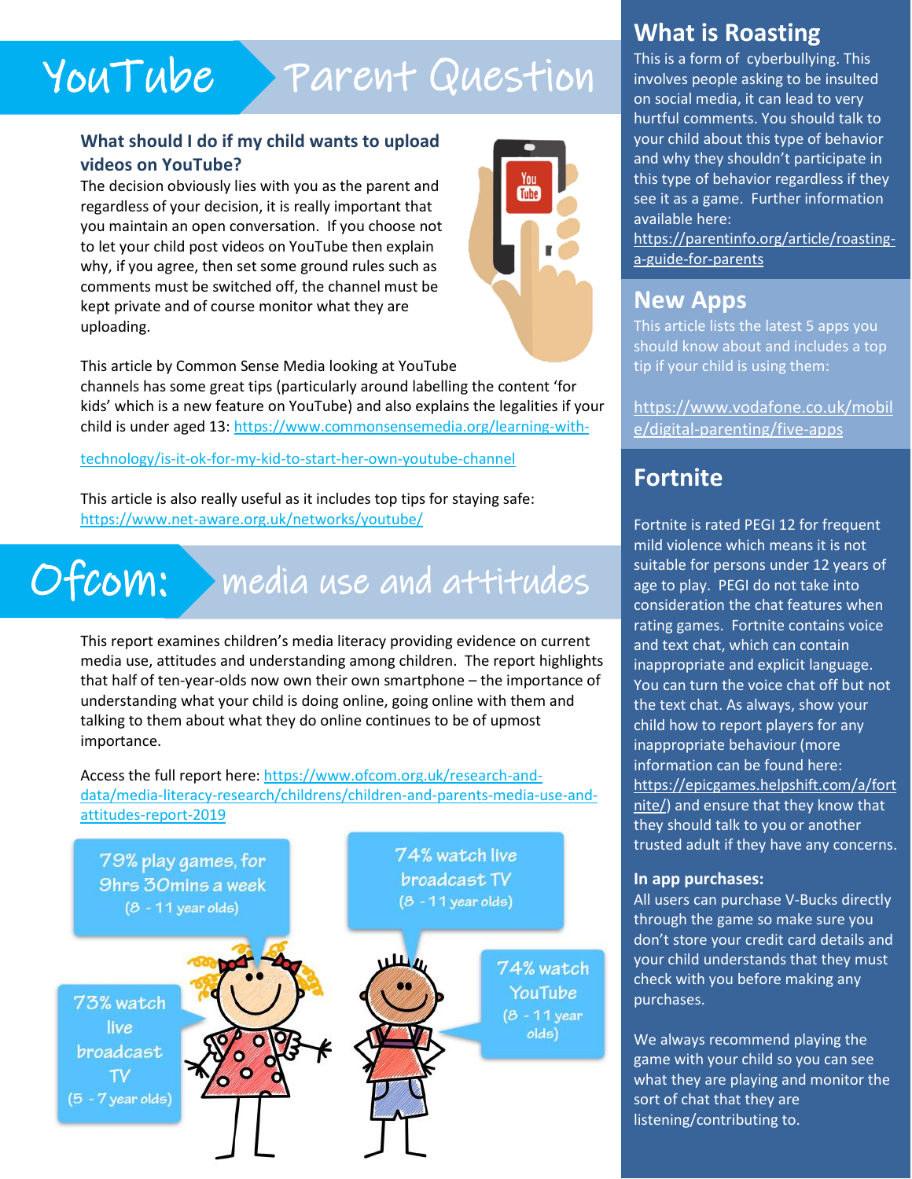# YouTube Parent Question

### What should I do if my child wants to upload videos on YouTube?

The decision obviously lies with you as the parent and regardless of your decision, it is really important that you maintain an open conversation. If you choose not to let your child post videos on YouTube then explain why, if you agree, then set some ground rules such as comments must be switched off, the channel must be kept private and of course monitor what they are uploading.

This article by Common Sense Media looking at YouTube channels has some great tips (particularly around labelling the content 'for kids' which is a new feature on YouTube) and also explains the legalities if your child is under aged 13: https://www.commonsensemedia.org/learning-with-technology/is-it-ok-for-my-kid-to-start-her-own-youtube-channel

This article is also really useful as it includes top tips for staying safe: https://www.net-aware.org.uk/networks/youtube/

# Ofcom: media use and attitudes

This report examines children's media literacy providing evidence on current media use, attitudes and understanding among children. The report highlights that half of ten-year-olds now own their own smartphone – the importance of understanding what your child is doing online, going online with them and talking to them about what they do online continues to be of upmost importance.

Access the full report here: https://www.ofcom.org.uk/research-and-data/media-literacy-research/childrens/children-and-parents-media-use-and-attitudes-report-2019

79% play games, for 9hrs 30mins a week (8 - 11 year olds)

74% watch live broadcast TV (8 - 11 year olds)

73% watch live broadcast TV (5 - 7 year olds)

74% watch YouTube (8 - 11 year olds)

## What is Roasting

This is a form of cyberbullying. This involves people asking to be insulted on social media, it can lead to very hurtful comments. You should talk to your child about this type of behavior and why they shouldn't participate in this type of behavior regardless if they see it as a game. Further information available here: https://parentinfo.org/article/roasting-a-guide-for-parents

## New Apps

This article lists the latest 5 apps you should know about and includes a top tip if your child is using them:

https://www.vodafone.co.uk/mobile/digital-parenting/five-apps

## Fortnite

Fortnite is rated PEGI 12 for frequent mild violence which means it is not suitable for persons under 12 years of age to play. PEGI do not take into consideration the chat features when rating games. Fortnite contains voice and text chat, which can contain inappropriate and explicit language. You can turn the voice chat off but not the text chat. As always, show your child how to report players for any inappropriate behaviour (more information can be found here: https://epicgames.helpshift.com/a/fortnite/) and ensure that they know that they should talk to you or another trusted adult if they have any concerns.

**In app purchases:**

All users can purchase V-Bucks directly through the game so make sure you don't store your credit card details and your child understands that they must check with you before making any purchases.

We always recommend playing the game with your child so you can see what they are playing and monitor the sort of chat that they are listening/contributing to.